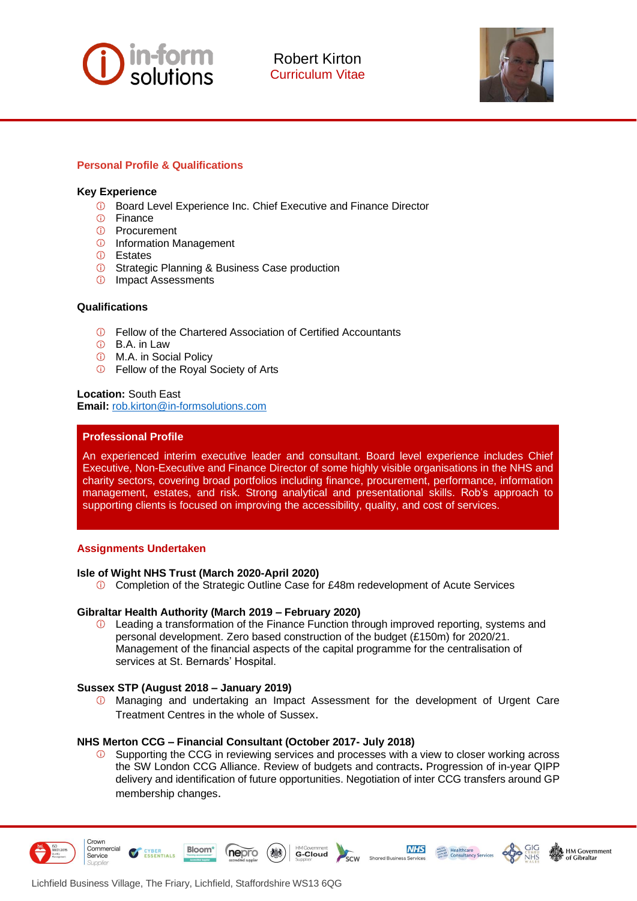# Robert Kirton
Curriculum Vitae

## Personal Profile & Qualifications

### Key Experience

- Board Level Experience Inc. Chief Executive and Finance Director
- Finance
- Procurement
- Information Management
- Estates
- Strategic Planning & Business Case production
- Impact Assessments

### Qualifications

- Fellow of the Chartered Association of Certified Accountants
- B.A. in Law
- M.A. in Social Policy
- Fellow of the Royal Society of Arts

**Location:** South East
**Email:** rob.kirton@in-formsolutions.com

## Professional Profile

An experienced interim executive leader and consultant. Board level experience includes Chief Executive, Non-Executive and Finance Director of some highly visible organisations in the NHS and charity sectors, covering broad portfolios including finance, procurement, performance, information management, estates, and risk. Strong analytical and presentational skills. Rob's approach to supporting clients is focused on improving the accessibility, quality, and cost of services.

## Assignments Undertaken

**Isle of Wight NHS Trust (March 2020-April 2020)**

- Completion of the Strategic Outline Case for £48m redevelopment of Acute Services

**Gibraltar Health Authority (March 2019 – February 2020)**

- Leading a transformation of the Finance Function through improved reporting, systems and personal development. Zero based construction of the budget (£150m) for 2020/21. Management of the financial aspects of the capital programme for the centralisation of services at St. Bernards' Hospital.

**Sussex STP (August 2018 – January 2019)**

- Managing and undertaking an Impact Assessment for the development of Urgent Care Treatment Centres in the whole of Sussex.

**NHS Merton CCG – Financial Consultant (October 2017- July 2018)**

- Supporting the CCG in reviewing services and processes with a view to closer working across the SW London CCG Alliance. Review of budgets and contracts. Progression of in-year QIPP delivery and identification of future opportunities. Negotiation of inter CCG transfers around GP membership changes.

Lichfield Business Village, The Friary, Lichfield, Staffordshire WS13 6QG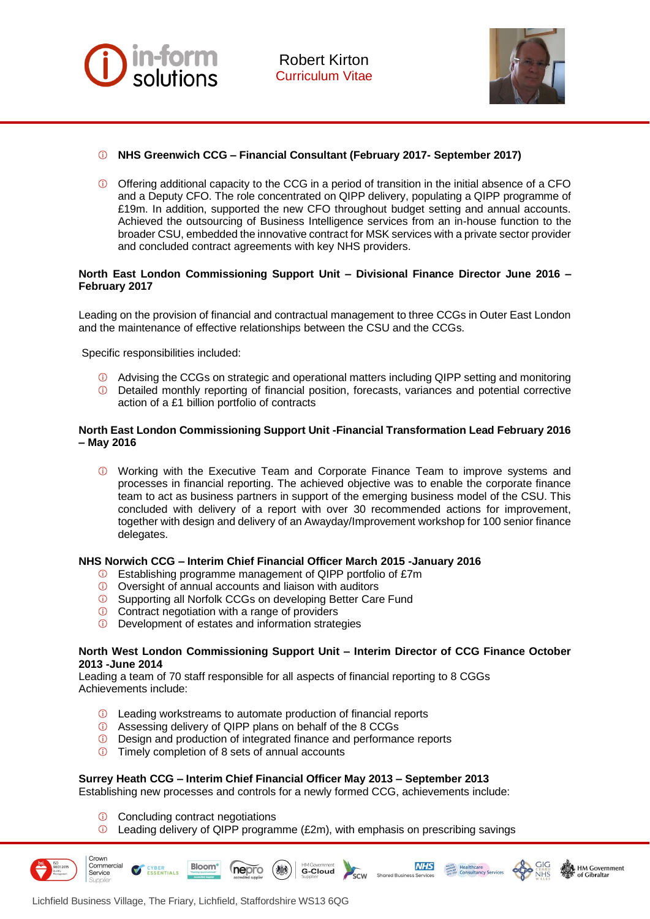- **NHS Greenwich CCG – Financial Consultant (February 2017- September 2017)**

- Offering additional capacity to the CCG in a period of transition in the initial absence of a CFO and a Deputy CFO. The role concentrated on QIPP delivery, populating a QIPP programme of £19m. In addition, supported the new CFO throughout budget setting and annual accounts. Achieved the outsourcing of Business Intelligence services from an in-house function to the broader CSU, embedded the innovative contract for MSK services with a private sector provider and concluded contract agreements with key NHS providers.

**North East London Commissioning Support Unit – Divisional Finance Director June 2016 – February 2017**

Leading on the provision of financial and contractual management to three CCGs in Outer East London and the maintenance of effective relationships between the CSU and the CCGs.

Specific responsibilities included:

- Advising the CCGs on strategic and operational matters including QIPP setting and monitoring
- Detailed monthly reporting of financial position, forecasts, variances and potential corrective action of a £1 billion portfolio of contracts

**North East London Commissioning Support Unit -Financial Transformation Lead February 2016 – May 2016**

- Working with the Executive Team and Corporate Finance Team to improve systems and processes in financial reporting. The achieved objective was to enable the corporate finance team to act as business partners in support of the emerging business model of the CSU. This concluded with delivery of a report with over 30 recommended actions for improvement, together with design and delivery of an Awayday/Improvement workshop for 100 senior finance delegates.

**NHS Norwich CCG – Interim Chief Financial Officer March 2015 -January 2016**

- Establishing programme management of QIPP portfolio of £7m
- Oversight of annual accounts and liaison with auditors
- Supporting all Norfolk CCGs on developing Better Care Fund
- Contract negotiation with a range of providers
- Development of estates and information strategies

**North West London Commissioning Support Unit – Interim Director of CCG Finance October 2013 -June 2014**

Leading a team of 70 staff responsible for all aspects of financial reporting to 8 CGGs
Achievements include:

- Leading workstreams to automate production of financial reports
- Assessing delivery of QIPP plans on behalf of the 8 CCGs
- Design and production of integrated finance and performance reports
- Timely completion of 8 sets of annual accounts

**Surrey Heath CCG – Interim Chief Financial Officer May 2013 – September 2013**

Establishing new processes and controls for a newly formed CCG, achievements include:

- Concluding contract negotiations
- Leading delivery of QIPP programme (£2m), with emphasis on prescribing savings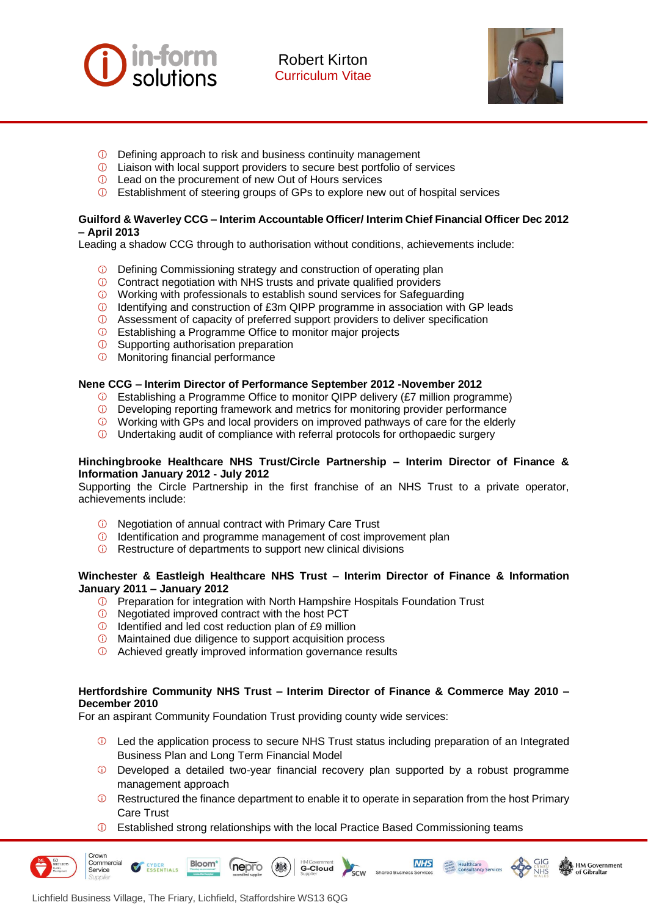- Defining approach to risk and business continuity management
- Liaison with local support providers to secure best portfolio of services
- Lead on the procurement of new Out of Hours services
- Establishment of steering groups of GPs to explore new out of hospital services

**Guilford & Waverley CCG – Interim Accountable Officer/ Interim Chief Financial Officer Dec 2012 – April 2013**

Leading a shadow CCG through to authorisation without conditions, achievements include:

- Defining Commissioning strategy and construction of operating plan
- Contract negotiation with NHS trusts and private qualified providers
- Working with professionals to establish sound services for Safeguarding
- Identifying and construction of £3m QIPP programme in association with GP leads
- Assessment of capacity of preferred support providers to deliver specification
- Establishing a Programme Office to monitor major projects
- Supporting authorisation preparation
- Monitoring financial performance

**Nene CCG – Interim Director of Performance September 2012 -November 2012**

- Establishing a Programme Office to monitor QIPP delivery (£7 million programme)
- Developing reporting framework and metrics for monitoring provider performance
- Working with GPs and local providers on improved pathways of care for the elderly
- Undertaking audit of compliance with referral protocols for orthopaedic surgery

**Hinchingbrooke Healthcare NHS Trust/Circle Partnership – Interim Director of Finance & Information January 2012 - July 2012**

Supporting the Circle Partnership in the first franchise of an NHS Trust to a private operator, achievements include:

- Negotiation of annual contract with Primary Care Trust
- Identification and programme management of cost improvement plan
- Restructure of departments to support new clinical divisions

**Winchester & Eastleigh Healthcare NHS Trust – Interim Director of Finance & Information January 2011 – January 2012**

- Preparation for integration with North Hampshire Hospitals Foundation Trust
- Negotiated improved contract with the host PCT
- Identified and led cost reduction plan of £9 million
- Maintained due diligence to support acquisition process
- Achieved greatly improved information governance results

**Hertfordshire Community NHS Trust – Interim Director of Finance & Commerce May 2010 – December 2010**

For an aspirant Community Foundation Trust providing county wide services:

- Led the application process to secure NHS Trust status including preparation of an Integrated Business Plan and Long Term Financial Model
- Developed a detailed two-year financial recovery plan supported by a robust programme management approach
- Restructured the finance department to enable it to operate in separation from the host Primary Care Trust
- Established strong relationships with the local Practice Based Commissioning teams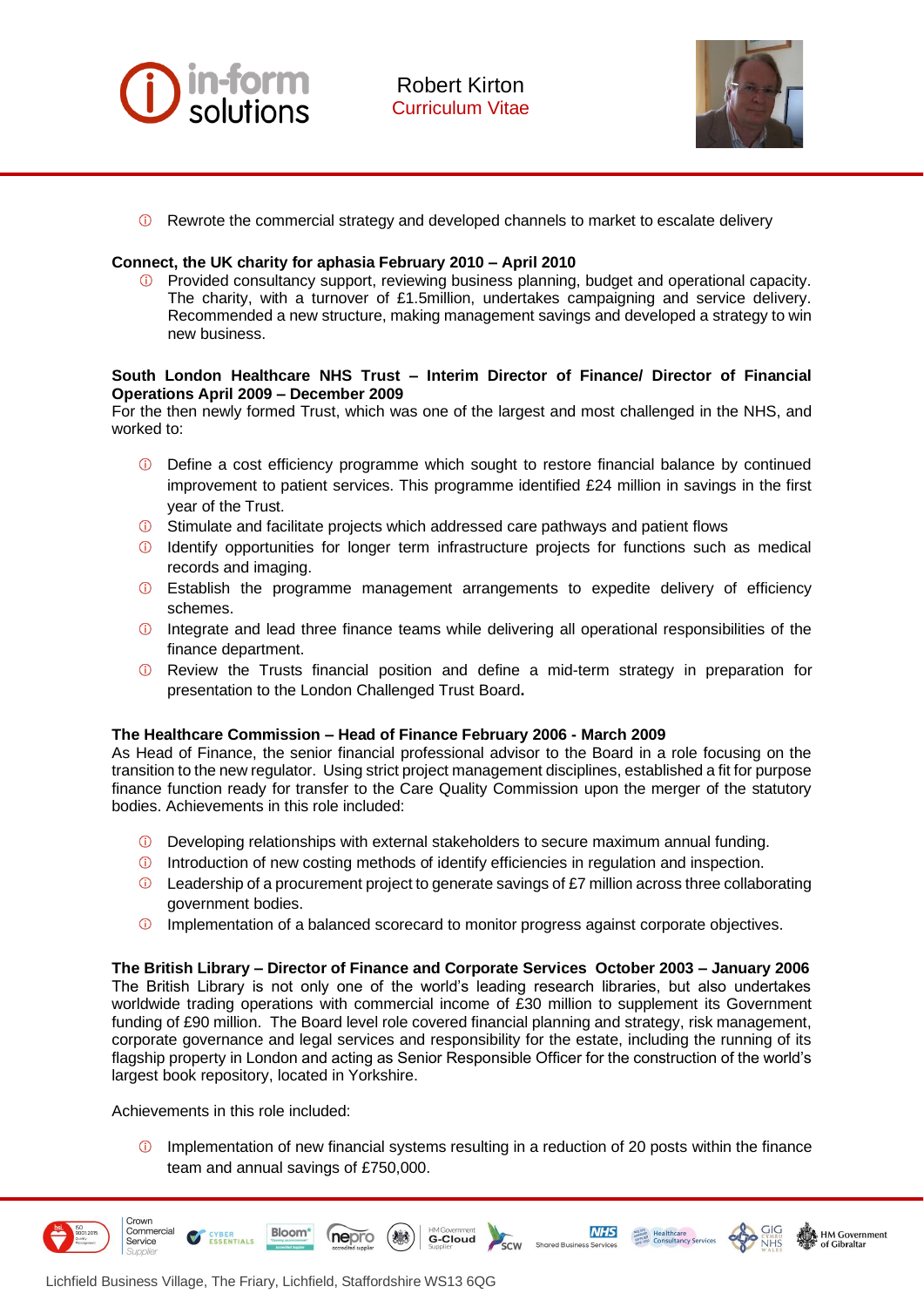- Rewrote the commercial strategy and developed channels to market to escalate delivery

**Connect, the UK charity for aphasia February 2010 – April 2010**

- Provided consultancy support, reviewing business planning, budget and operational capacity. The charity, with a turnover of £1.5million, undertakes campaigning and service delivery. Recommended a new structure, making management savings and developed a strategy to win new business.

**South London Healthcare NHS Trust – Interim Director of Finance/ Director of Financial Operations April 2009 – December 2009**

For the then newly formed Trust, which was one of the largest and most challenged in the NHS, and worked to:

- Define a cost efficiency programme which sought to restore financial balance by continued improvement to patient services. This programme identified £24 million in savings in the first year of the Trust.
- Stimulate and facilitate projects which addressed care pathways and patient flows
- Identify opportunities for longer term infrastructure projects for functions such as medical records and imaging.
- Establish the programme management arrangements to expedite delivery of efficiency schemes.
- Integrate and lead three finance teams while delivering all operational responsibilities of the finance department.
- Review the Trusts financial position and define a mid-term strategy in preparation for presentation to the London Challenged Trust Board**.**

**The Healthcare Commission – Head of Finance February 2006 - March 2009**

As Head of Finance, the senior financial professional advisor to the Board in a role focusing on the transition to the new regulator. Using strict project management disciplines, established a fit for purpose finance function ready for transfer to the Care Quality Commission upon the merger of the statutory bodies. Achievements in this role included:

- Developing relationships with external stakeholders to secure maximum annual funding.
- Introduction of new costing methods of identify efficiencies in regulation and inspection.
- Leadership of a procurement project to generate savings of £7 million across three collaborating government bodies.
- Implementation of a balanced scorecard to monitor progress against corporate objectives.

**The British Library – Director of Finance and Corporate Services October 2003 – January 2006**

The British Library is not only one of the world's leading research libraries, but also undertakes worldwide trading operations with commercial income of £30 million to supplement its Government funding of £90 million. The Board level role covered financial planning and strategy, risk management, corporate governance and legal services and responsibility for the estate, including the running of its flagship property in London and acting as Senior Responsible Officer for the construction of the world's largest book repository, located in Yorkshire.

Achievements in this role included:

- Implementation of new financial systems resulting in a reduction of 20 posts within the finance team and annual savings of £750,000.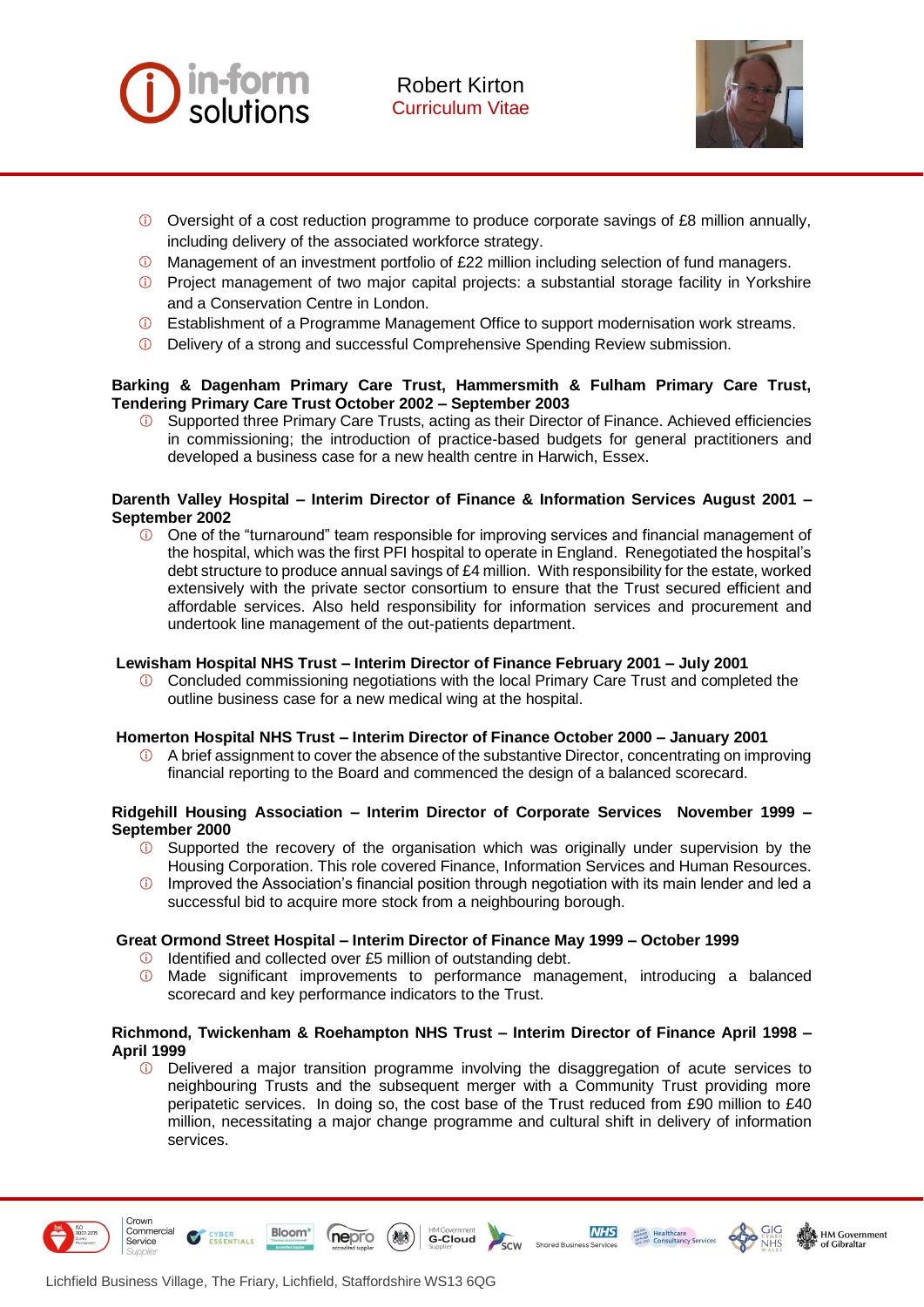- Oversight of a cost reduction programme to produce corporate savings of £8 million annually, including delivery of the associated workforce strategy.
- Management of an investment portfolio of £22 million including selection of fund managers.
- Project management of two major capital projects: a substantial storage facility in Yorkshire and a Conservation Centre in London.
- Establishment of a Programme Management Office to support modernisation work streams.
- Delivery of a strong and successful Comprehensive Spending Review submission.

**Barking & Dagenham Primary Care Trust, Hammersmith & Fulham Primary Care Trust, Tendering Primary Care Trust October 2002 – September 2003**

- Supported three Primary Care Trusts, acting as their Director of Finance. Achieved efficiencies in commissioning; the introduction of practice-based budgets for general practitioners and developed a business case for a new health centre in Harwich, Essex.

**Darenth Valley Hospital – Interim Director of Finance & Information Services August 2001 – September 2002**

- One of the "turnaround" team responsible for improving services and financial management of the hospital, which was the first PFI hospital to operate in England. Renegotiated the hospital's debt structure to produce annual savings of £4 million. With responsibility for the estate, worked extensively with the private sector consortium to ensure that the Trust secured efficient and affordable services. Also held responsibility for information services and procurement and undertook line management of the out-patients department.

**Lewisham Hospital NHS Trust – Interim Director of Finance February 2001 – July 2001**

- Concluded commissioning negotiations with the local Primary Care Trust and completed the outline business case for a new medical wing at the hospital.

**Homerton Hospital NHS Trust – Interim Director of Finance October 2000 – January 2001**

- A brief assignment to cover the absence of the substantive Director, concentrating on improving financial reporting to the Board and commenced the design of a balanced scorecard.

**Ridgehill Housing Association – Interim Director of Corporate Services November 1999 – September 2000**

- Supported the recovery of the organisation which was originally under supervision by the Housing Corporation. This role covered Finance, Information Services and Human Resources.
- Improved the Association's financial position through negotiation with its main lender and led a successful bid to acquire more stock from a neighbouring borough.

**Great Ormond Street Hospital – Interim Director of Finance May 1999 – October 1999**

- Identified and collected over £5 million of outstanding debt.
- Made significant improvements to performance management, introducing a balanced scorecard and key performance indicators to the Trust.

**Richmond, Twickenham & Roehampton NHS Trust – Interim Director of Finance April 1998 – April 1999**

- Delivered a major transition programme involving the disaggregation of acute services to neighbouring Trusts and the subsequent merger with a Community Trust providing more peripatetic services. In doing so, the cost base of the Trust reduced from £90 million to £40 million, necessitating a major change programme and cultural shift in delivery of information services.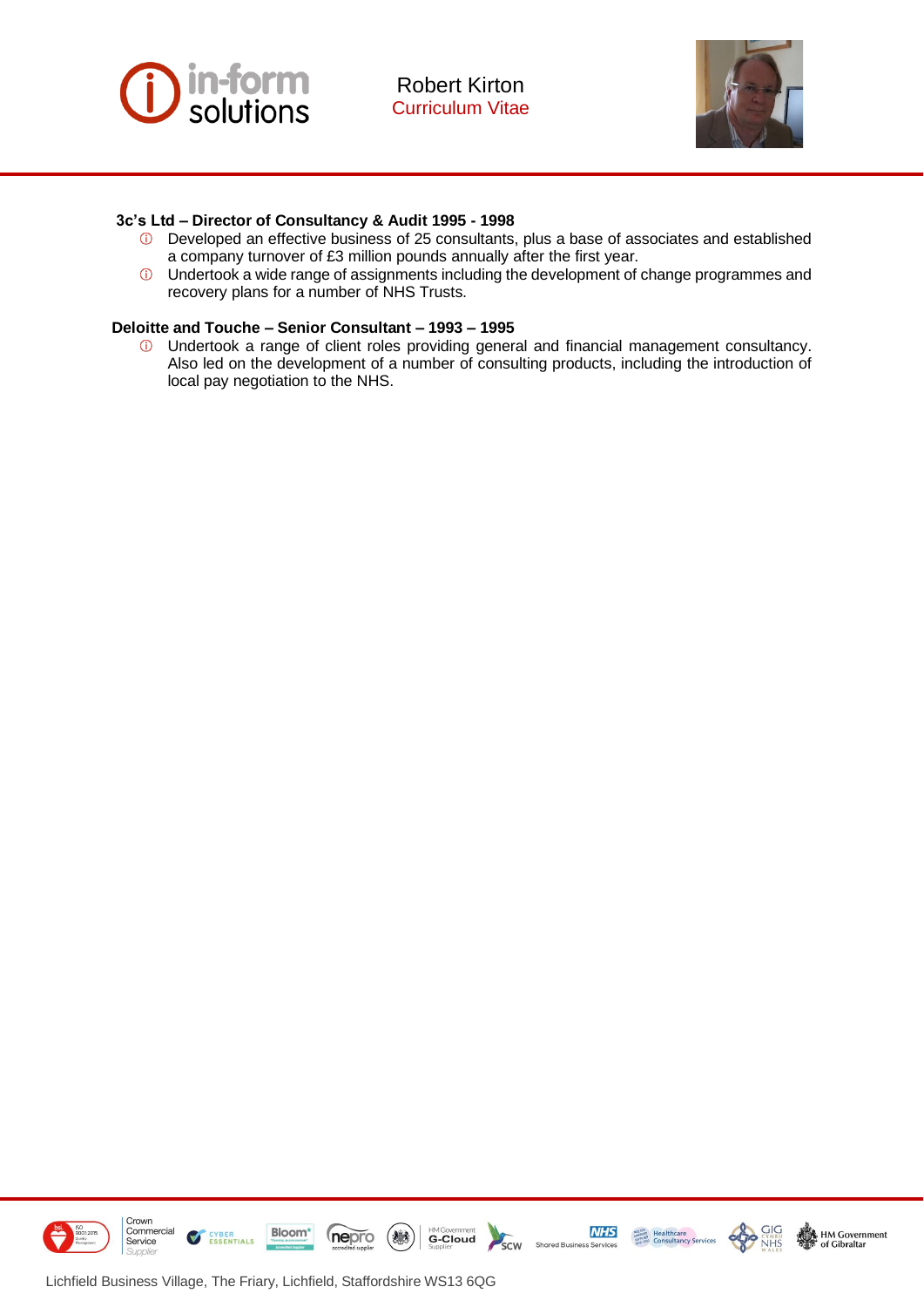**3c's Ltd – Director of Consultancy & Audit 1995 - 1998**

- Developed an effective business of 25 consultants, plus a base of associates and established a company turnover of £3 million pounds annually after the first year.
- Undertook a wide range of assignments including the development of change programmes and recovery plans for a number of NHS Trusts.

**Deloitte and Touche – Senior Consultant – 1993 – 1995**

- Undertook a range of client roles providing general and financial management consultancy. Also led on the development of a number of consulting products, including the introduction of local pay negotiation to the NHS.